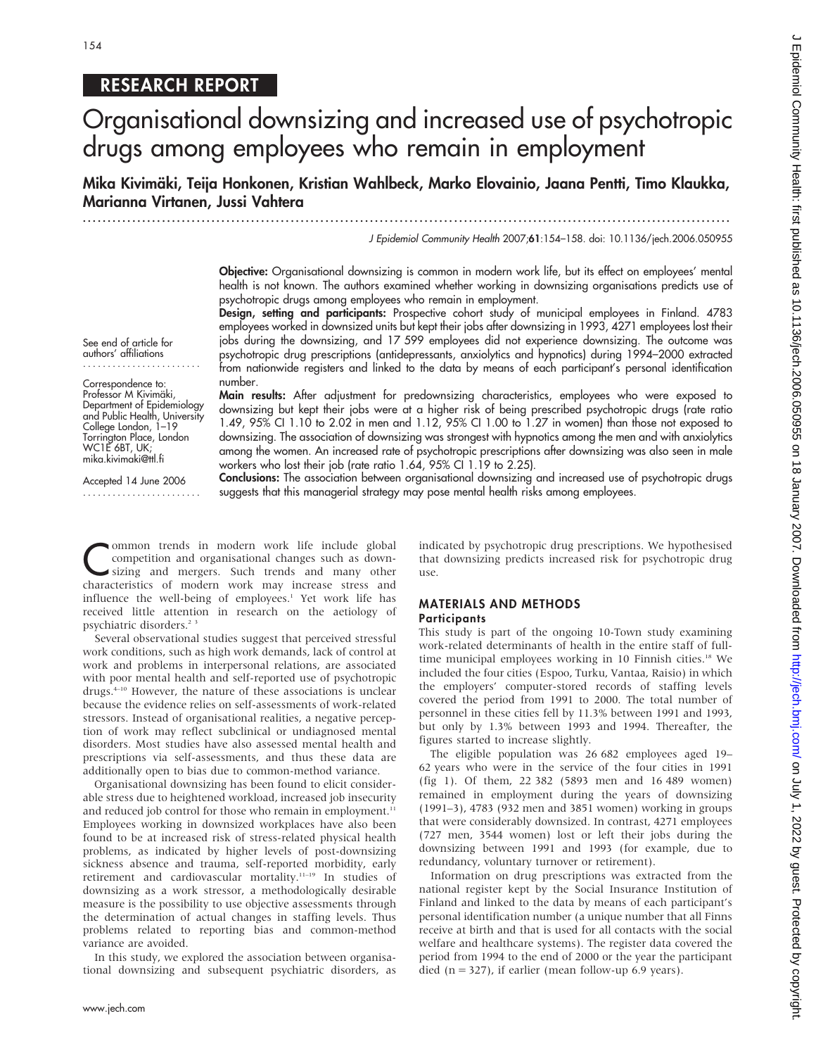## RESEARCH REPORT

# Organisational downsizing and increased use of psychotropic drugs among employees who remain in employment

**Mika Kivimäki, Teija Honkonen, Kristian Wahlbeck, Marko Elovainio, Jaana Pentti, Timo Klaukka, Marianna Virtanen, Jussi Vahtera**

*J Epidemiol Community Health* 2007;**61**:154–158. doi: 10.1136/jech.2006.050955

See end of article for authors' affiliations

Correspondence to: Professor M Kivimäki, Department of Epidemiology and Public Health, University College London, 1–19 Torrington Place, London WC1E 6BT, UK; mika.kivimaki@ttl.fi

Accepted 14 June 2006

**Objective:** Organisational downsizing is common in modern work life, but its effect on employees' mental health is not known. The authors examined whether working in downsizing organisations predicts use of psychotropic drugs among employees who remain in employment.

**Design, setting and participants:** Prospective cohort study of municipal employees in Finland. 4783 employees worked in downsized units but kept their jobs after downsizing in 1993, 4271 employees lost their jobs during the downsizing, and 17 599 employees did not experience downsizing. The outcome was psychotropic drug prescriptions (antidepressants, anxiolytics and hypnotics) during 1994–2000 extracted from nationwide registers and linked to the data by means of each participant's personal identification number.

**Main results:** After adjustment for predownsizing characteristics, employees who were exposed to downsizing but kept their jobs were at a higher risk of being prescribed psychotropic drugs (rate ratio 1.49, 95% CI 1.10 to 2.02 in men and 1.12, 95% CI 1.00 to 1.27 in women) than those not exposed to downsizing. The association of downsizing was strongest with hypnotics among the men and with anxiolytics among the women. An increased rate of psychotropic prescriptions after downsizing was also seen in male workers who lost their job (rate ratio 1.64, 95% CI 1.19 to 2.25).

**Conclusions:** The association between organisational downsizing and increased use of psychotropic drugs suggests that this managerial strategy may pose mental health risks among employees.

Common trends in modern work life include global competition and organisational changes such as downsizing and mergers. Such trends and many other characteristics of modern work may increase stress and influence the well-being of employees.[1] Yet work life has received little attention in research on the aetiology of psychiatric disorders.[2 3]

Several observational studies suggest that perceived stressful work conditions, such as high work demands, lack of control at work and problems in interpersonal relations, are associated with poor mental health and self-reported use of psychotropic drugs.[4–10] However, the nature of these associations is unclear because the evidence relies on self-assessments of work-related stressors. Instead of organisational realities, a negative perception of work may reflect subclinical or undiagnosed mental disorders. Most studies have also assessed mental health and prescriptions via self-assessments, and thus these data are additionally open to bias due to common-method variance.

Organisational downsizing has been found to elicit considerable stress due to heightened workload, increased job insecurity and reduced job control for those who remain in employment.[11] Employees working in downsized workplaces have also been found to be at increased risk of stress-related physical health problems, as indicated by higher levels of post-downsizing sickness absence and trauma, self-reported morbidity, early retirement and cardiovascular mortality.[11–19] In studies of downsizing as a work stressor, a methodologically desirable measure is the possibility to use objective assessments through the determination of actual changes in staffing levels. Thus problems related to reporting bias and common-method variance are avoided.

In this study, we explored the association between organisational downsizing and subsequent psychiatric disorders, as indicated by psychotropic drug prescriptions. We hypothesised that downsizing predicts increased risk for psychotropic drug use.

## MATERIALS AND METHODS

### Participants

This study is part of the ongoing 10-Town study examining work-related determinants of health in the entire staff of full-time municipal employees working in 10 Finnish cities.[18] We included the four cities (Espoo, Turku, Vantaa, Raisio) in which the employers' computer-stored records of staffing levels covered the period from 1991 to 2000. The total number of personnel in these cities fell by 11.3% between 1991 and 1993, but only by 1.3% between 1993 and 1994. Thereafter, the figures started to increase slightly.

The eligible population was 26 682 employees aged 19–62 years who were in the service of the four cities in 1991 (fig 1). Of them, 22 382 (5893 men and 16 489 women) remained in employment during the years of downsizing (1991–3), 4783 (932 men and 3851 women) working in groups that were considerably downsized. In contrast, 4271 employees (727 men, 3544 women) lost or left their jobs during the downsizing between 1991 and 1993 (for example, due to redundancy, voluntary turnover or retirement).

Information on drug prescriptions was extracted from the national register kept by the Social Insurance Institution of Finland and linked to the data by means of each participant's personal identification number (a unique number that all Finns receive at birth and that is used for all contacts with the social welfare and healthcare systems). The register data covered the period from 1994 to the end of 2000 or the year the participant died (n = 327), if earlier (mean follow-up 6.9 years).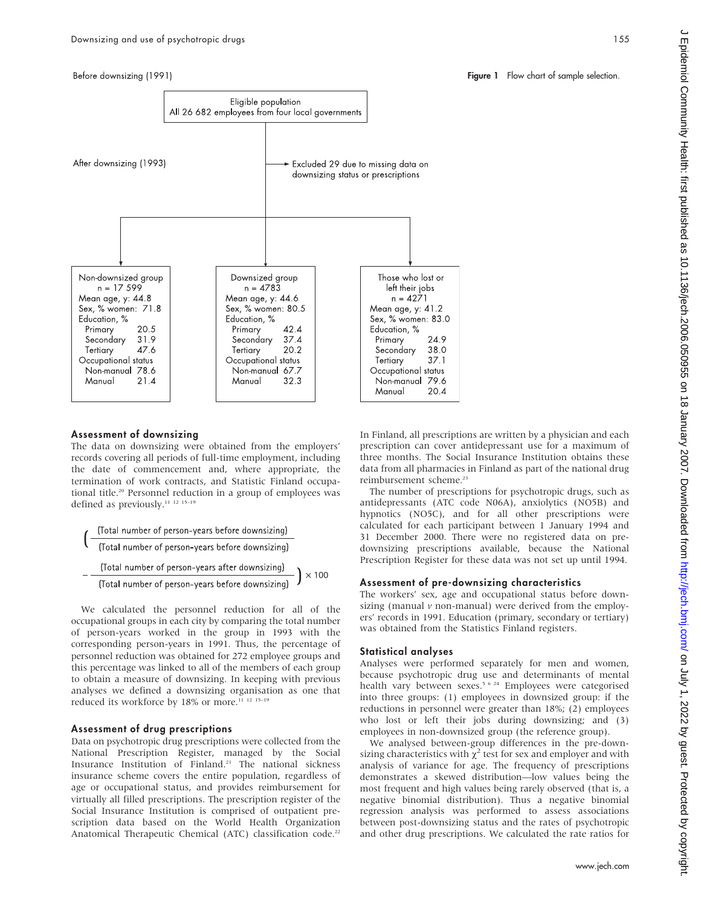Before downsizing (1991)

**Figure 1** Flow chart of sample selection.

Eligible population
All 26 682 employees from four local governments

After downsizing (1993)

Excluded 29 due to missing data on downsizing status or prescriptions

| Non-downsized group | Downsized group | Those who lost or left their jobs |
|---|---|---|
| n = 17 599 | n = 4783 | n = 4271 |
| Mean age, y: 44.8 | Mean age, y: 44.6 | Mean age, y: 41.2 |
| Sex, % women: 71.8 | Sex, % women: 80.5 | Sex, % women: 83.0 |
| Education, % | Education, % | Education, % |
| Primary 20.5 | Primary 42.4 | Primary 24.9 |
| Secondary 31.9 | Secondary 37.4 | Secondary 38.0 |
| Tertiary 47.6 | Tertiary 20.2 | Tertiary 37.1 |
| Occupational status | Occupational status | Occupational status |
| Non-manual 78.6 | Non-manual 67.7 | Non-manual 79.6 |
| Manual 21.4 | Manual 32.3 | Manual 20.4 |

### Assessment of downsizing

The data on downsizing were obtained from the employers' records covering all periods of full-time employment, including the date of commencement and, where appropriate, the termination of work contracts, and Statistic Finland occupational title.[20] Personnel reduction in a group of employees was defined as previously.[11 12 15–19]

$$\left( \frac{\text{(Total number of person-years before downsizing)}}{\text{(Total number of person-years before downsizing)}} - \frac{\text{(Total number of person-years after downsizing)}}{\text{(Total number of person-years before downsizing)}} \right) \times 100$$

We calculated the personnel reduction for all of the occupational groups in each city by comparing the total number of person-years worked in the group in 1993 with the corresponding person-years in 1991. Thus, the percentage of personnel reduction was obtained for 272 employee groups and this percentage was linked to all of the members of each group to obtain a measure of downsizing. In keeping with previous analyses we defined a downsizing organisation as one that reduced its workforce by 18% or more.[11 12 15–19]

### Assessment of drug prescriptions

Data on psychotropic drug prescriptions were collected from the National Prescription Register, managed by the Social Insurance Institution of Finland.[21] The national sickness insurance scheme covers the entire population, regardless of age or occupational status, and provides reimbursement for virtually all filled prescriptions. The prescription register of the Social Insurance Institution is comprised of outpatient prescription data based on the World Health Organization Anatomical Therapeutic Chemical (ATC) classification code.[22]

In Finland, all prescriptions are written by a physician and each prescription can cover antidepressant use for a maximum of three months. The Social Insurance Institution obtains these data from all pharmacies in Finland as part of the national drug reimbursement scheme.[23]

The number of prescriptions for psychotropic drugs, such as antidepressants (ATC code N06A), anxiolytics (NO5B) and hypnotics (NO5C), and for all other prescriptions were calculated for each participant between 1 January 1994 and 31 December 2000. There were no registered data on pre-downsizing prescriptions available, because the National Prescription Register for these data was not set up until 1994.

### Assessment of pre-downsizing characteristics

The workers' sex, age and occupational status before downsizing (manual *v* non-manual) were derived from the employers' records in 1991. Education (primary, secondary or tertiary) was obtained from the Statistics Finland registers.

### Statistical analyses

Analyses were performed separately for men and women, because psychotropic drug use and determinants of mental health vary between sexes.[5 6 24] Employees were categorised into three groups: (1) employees in downsized group: if the reductions in personnel were greater than 18%; (2) employees who lost or left their jobs during downsizing; and (3) employees in non-downsized group (the reference group).

We analysed between-group differences in the pre-downsizing characteristics with $\chi^2$ test for sex and employer and with analysis of variance for age. The frequency of prescriptions demonstrates a skewed distribution—low values being the most frequent and high values being rarely observed (that is, a negative binomial distribution). Thus a negative binomial regression analysis was performed to assess associations between post-downsizing status and the rates of psychotropic and other drug prescriptions. We calculated the rate ratios for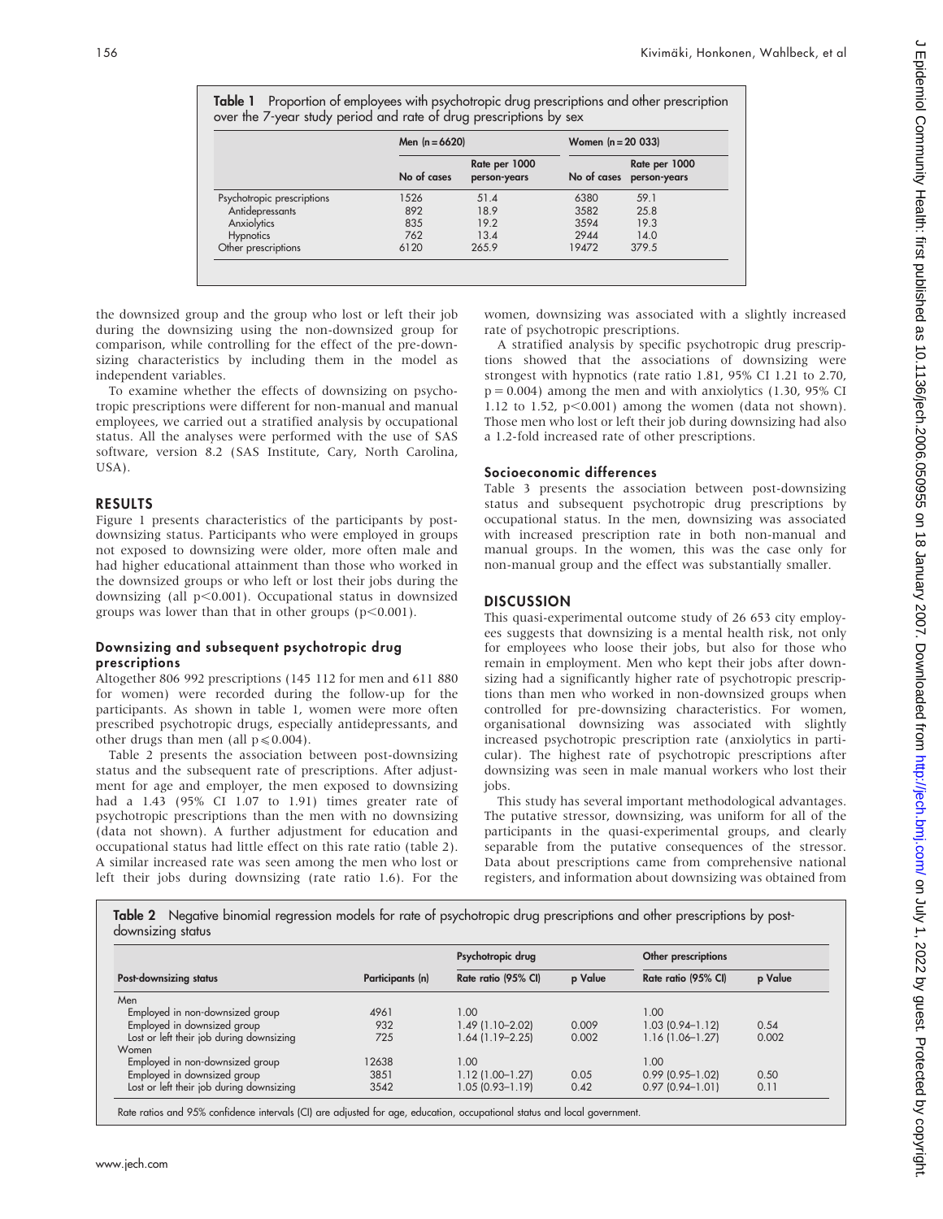**Table 1** Proportion of employees with psychotropic drug prescriptions and other prescription over the 7-year study period and rate of drug prescriptions by sex

| | Men (n = 6620) | | Women (n = 20 033) | |
|---|---|---|---|---|
| | No of cases | Rate per 1000 person-years | No of cases | Rate per 1000 person-years |
| Psychotropic prescriptions | 1526 | 51.4 | 6380 | 59.1 |
| Antidepressants | 892 | 18.9 | 3582 | 25.8 |
| Anxiolytics | 835 | 19.2 | 3594 | 19.3 |
| Hypnotics | 762 | 13.4 | 2944 | 14.0 |
| Other prescriptions | 6120 | 265.9 | 19472 | 379.5 |

the downsized group and the group who lost or left their job during the downsizing using the non-downsized group for comparison, while controlling for the effect of the pre-downsizing characteristics by including them in the model as independent variables.

To examine whether the effects of downsizing on psychotropic prescriptions were different for non-manual and manual employees, we carried out a stratified analysis by occupational status. All the analyses were performed with the use of SAS software, version 8.2 (SAS Institute, Cary, North Carolina, USA).

## RESULTS

Figure 1 presents characteristics of the participants by post-downsizing status. Participants who were employed in groups not exposed to downsizing were older, more often male and had higher educational attainment than those who worked in the downsized groups or who left or lost their jobs during the downsizing (all $p<0.001$). Occupational status in downsized groups was lower than that in other groups ($p<0.001$).

### Downsizing and subsequent psychotropic drug prescriptions

Altogether 806 992 prescriptions (145 112 for men and 611 880 for women) were recorded during the follow-up for the participants. As shown in table 1, women were more often prescribed psychotropic drugs, especially antidepressants, and other drugs than men (all $p \leqslant 0.004$).

Table 2 presents the association between post-downsizing status and the subsequent rate of prescriptions. After adjustment for age and employer, the men exposed to downsizing had a 1.43 (95% CI 1.07 to 1.91) times greater rate of psychotropic prescriptions than the men with no downsizing (data not shown). A further adjustment for education and occupational status had little effect on this rate ratio (table 2). A similar increased rate was seen among the men who lost or left their jobs during downsizing (rate ratio 1.6). For the women, downsizing was associated with a slightly increased rate of psychotropic prescriptions.

A stratified analysis by specific psychotropic drug prescriptions showed that the associations of downsizing were strongest with hypnotics (rate ratio 1.81, 95% CI 1.21 to 2.70, $p = 0.004$) among the men and with anxiolytics (1.30, 95% CI 1.12 to 1.52, $p<0.001$) among the women (data not shown). Those men who lost or left their job during downsizing had also a 1.2-fold increased rate of other prescriptions.

### Socioeconomic differences

Table 3 presents the association between post-downsizing status and subsequent psychotropic drug prescriptions by occupational status. In the men, downsizing was associated with increased prescription rate in both non-manual and manual groups. In the women, this was the case only for non-manual group and the effect was substantially smaller.

## DISCUSSION

This quasi-experimental outcome study of 26 653 city employees suggests that downsizing is a mental health risk, not only for employees who loose their jobs, but also for those who remain in employment. Men who kept their jobs after downsizing had a significantly higher rate of psychotropic prescriptions than men who worked in non-downsized groups when controlled for pre-downsizing characteristics. For women, organisational downsizing was associated with slightly increased psychotropic prescription rate (anxiolytics in particular). The highest rate of psychotropic prescriptions after downsizing was seen in male manual workers who lost their jobs.

This study has several important methodological advantages. The putative stressor, downsizing, was uniform for all of the participants in the quasi-experimental groups, and clearly separable from the putative consequences of the stressor. Data about prescriptions came from comprehensive national registers, and information about downsizing was obtained from

**Table 2** Negative binomial regression models for rate of psychotropic drug prescriptions and other prescriptions by post-downsizing status

| Post-downsizing status | Participants (n) | Psychotropic drug | | Other prescriptions | |
|---|---|---|---|---|---|
| | | Rate ratio (95% CI) | p Value | Rate ratio (95% CI) | p Value |
| Men | | | | | |
| Employed in non-downsized group | 4961 | 1.00 | | 1.00 | |
| Employed in downsized group | 932 | 1.49 (1.10–2.02) | 0.009 | 1.03 (0.94–1.12) | 0.54 |
| Lost or left their job during downsizing | 725 | 1.64 (1.19–2.25) | 0.002 | 1.16 (1.06–1.27) | 0.002 |
| Women | | | | | |
| Employed in non-downsized group | 12638 | 1.00 | | 1.00 | |
| Employed in downsized group | 3851 | 1.12 (1.00–1.27) | 0.05 | 0.99 (0.95–1.02) | 0.50 |
| Lost or left their job during downsizing | 3542 | 1.05 (0.93–1.19) | 0.42 | 0.97 (0.94–1.01) | 0.11 |

Rate ratios and 95% confidence intervals (CI) are adjusted for age, education, occupational status and local government.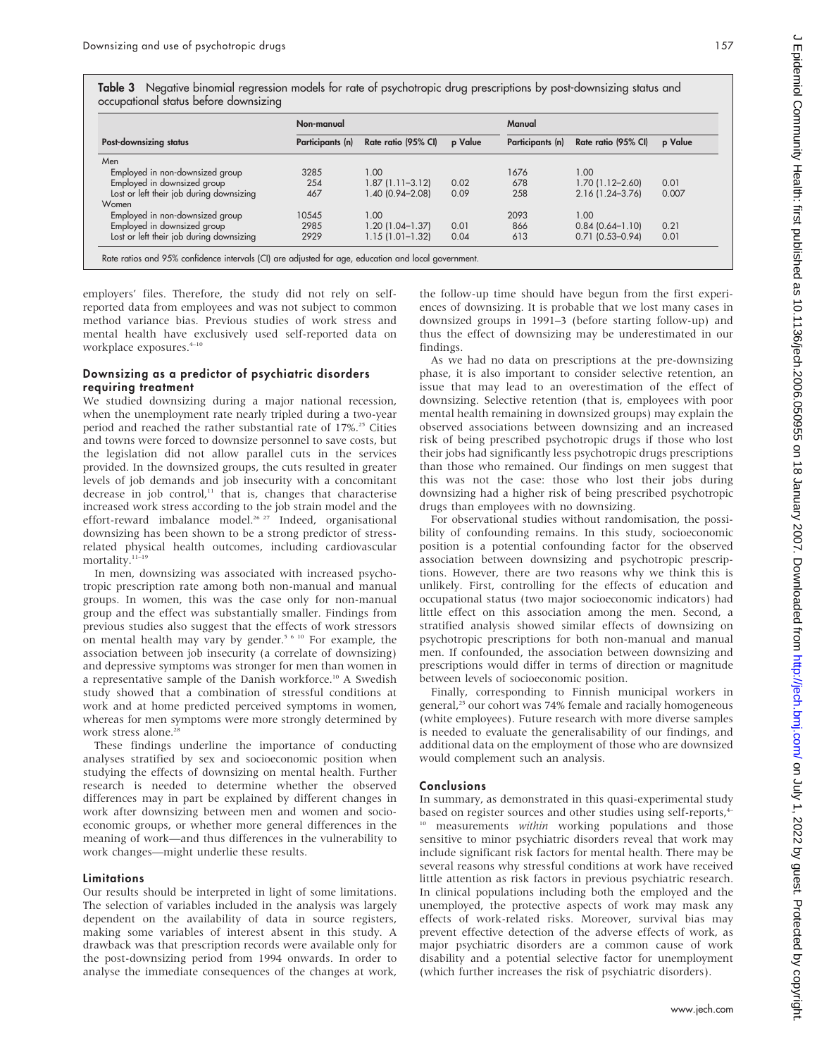**Table 3** Negative binomial regression models for rate of psychotropic drug prescriptions by post-downsizing status and occupational status before downsizing

| Post-downsizing status | Non-manual | | | Manual | | |
|---|---|---|---|---|---|---|
| | Participants (n) | Rate ratio (95% CI) | p Value | Participants (n) | Rate ratio (95% CI) | p Value |
| Men | | | | | | |
| Employed in non-downsized group | 3285 | 1.00 | | 1676 | 1.00 | |
| Employed in downsized group | 254 | 1.87 (1.11–3.12) | 0.02 | 678 | 1.70 (1.12–2.60) | 0.01 |
| Lost or left their job during downsizing | 467 | 1.40 (0.94–2.08) | 0.09 | 258 | 2.16 (1.24–3.76) | 0.007 |
| Women | | | | | | |
| Employed in non-downsized group | 10545 | 1.00 | | 2093 | 1.00 | |
| Employed in downsized group | 2985 | 1.20 (1.04–1.37) | 0.01 | 866 | 0.84 (0.64–1.10) | 0.21 |
| Lost or left their job during downsizing | 2929 | 1.15 (1.01–1.32) | 0.04 | 613 | 0.71 (0.53–0.94) | 0.01 |

Rate ratios and 95% confidence intervals (CI) are adjusted for age, education and local government.

employers' files. Therefore, the study did not rely on self-reported data from employees and was not subject to common method variance bias. Previous studies of work stress and mental health have exclusively used self-reported data on workplace exposures.[4–10]

### Downsizing as a predictor of psychiatric disorders requiring treatment

We studied downsizing during a major national recession, when the unemployment rate nearly tripled during a two-year period and reached the rather substantial rate of 17%.[25] Cities and towns were forced to downsize personnel to save costs, but the legislation did not allow parallel cuts in the services provided. In the downsized groups, the cuts resulted in greater levels of job demands and job insecurity with a concomitant decrease in job control,[11] that is, changes that characterise increased work stress according to the job strain model and the effort-reward imbalance model.[26 27] Indeed, organisational downsizing has been shown to be a strong predictor of stress-related physical health outcomes, including cardiovascular mortality.[11–19]

In men, downsizing was associated with increased psychotropic prescription rate among both non-manual and manual groups. In women, this was the case only for non-manual group and the effect was substantially smaller. Findings from previous studies also suggest that the effects of work stressors on mental health may vary by gender.[5 6 10] For example, the association between job insecurity (a correlate of downsizing) and depressive symptoms was stronger for men than women in a representative sample of the Danish workforce.[10] A Swedish study showed that a combination of stressful conditions at work and at home predicted perceived symptoms in women, whereas for men symptoms were more strongly determined by work stress alone.[28]

These findings underline the importance of conducting analyses stratified by sex and socioeconomic position when studying the effects of downsizing on mental health. Further research is needed to determine whether the observed differences may in part be explained by different changes in work after downsizing between men and women and socioeconomic groups, or whether more general differences in the meaning of work—and thus differences in the vulnerability to work changes—might underlie these results.

### Limitations

Our results should be interpreted in light of some limitations. The selection of variables included in the analysis was largely dependent on the availability of data in source registers, making some variables of interest absent in this study. A drawback was that prescription records were available only for the post-downsizing period from 1994 onwards. In order to analyse the immediate consequences of the changes at work, the follow-up time should have begun from the first experiences of downsizing. It is probable that we lost many cases in downsized groups in 1991–3 (before starting follow-up) and thus the effect of downsizing may be underestimated in our findings.

As we had no data on prescriptions at the pre-downsizing phase, it is also important to consider selective retention, an issue that may lead to an overestimation of the effect of downsizing. Selective retention (that is, employees with poor mental health remaining in downsized groups) may explain the observed associations between downsizing and an increased risk of being prescribed psychotropic drugs if those who lost their jobs had significantly less psychotropic drugs prescriptions than those who remained. Our findings on men suggest that this was not the case: those who lost their jobs during downsizing had a higher risk of being prescribed psychotropic drugs than employees with no downsizing.

For observational studies without randomisation, the possibility of confounding remains. In this study, socioeconomic position is a potential confounding factor for the observed association between downsizing and psychotropic prescriptions. However, there are two reasons why we think this is unlikely. First, controlling for the effects of education and occupational status (two major socioeconomic indicators) had little effect on this association among the men. Second, a stratified analysis showed similar effects of downsizing on psychotropic prescriptions for both non-manual and manual men. If confounded, the association between downsizing and prescriptions would differ in terms of direction or magnitude between levels of socioeconomic position.

Finally, corresponding to Finnish municipal workers in general,[25] our cohort was 74% female and racially homogeneous (white employees). Future research with more diverse samples is needed to evaluate the generalisability of our findings, and additional data on the employment of those who are downsized would complement such an analysis.

## Conclusions

In summary, as demonstrated in this quasi-experimental study based on register sources and other studies using self-reports,[4–10] measurements *within* working populations and those sensitive to minor psychiatric disorders reveal that work may include significant risk factors for mental health. There may be several reasons why stressful conditions at work have received little attention as risk factors in previous psychiatric research. In clinical populations including both the employed and the unemployed, the protective aspects of work may mask any effects of work-related risks. Moreover, survival bias may prevent effective detection of the adverse effects of work, as major psychiatric disorders are a common cause of work disability and a potential selective factor for unemployment (which further increases the risk of psychiatric disorders).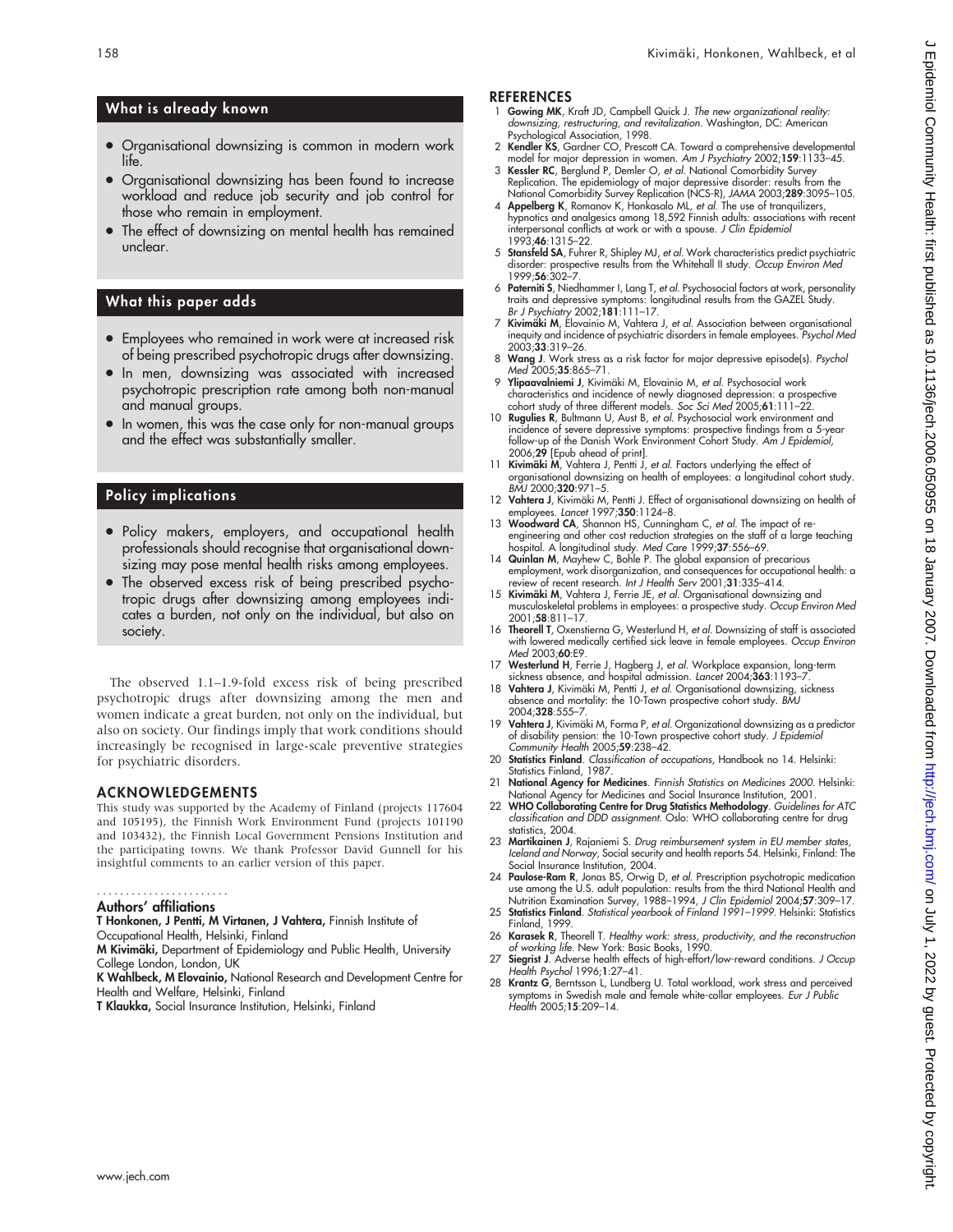## What is already known

- Organisational downsizing is common in modern work life.
- Organisational downsizing has been found to increase workload and reduce job security and job control for those who remain in employment.
- The effect of downsizing on mental health has remained unclear.

## What this paper adds

- Employees who remained in work were at increased risk of being prescribed psychotropic drugs after downsizing.
- In men, downsizing was associated with increased psychotropic prescription rate among both non-manual and manual groups.
- In women, this was the case only for non-manual groups and the effect was substantially smaller.

## Policy implications

- Policy makers, employers, and occupational health professionals should recognise that organisational downsizing may pose mental health risks among employees.
- The observed excess risk of being prescribed psychotropic drugs after downsizing among employees indicates a burden, not only on the individual, but also on society.

The observed 1.1–1.9-fold excess risk of being prescribed psychotropic drugs after downsizing among the men and women indicate a great burden, not only on the individual, but also on society. Our findings imply that work conditions should increasingly be recognised in large-scale preventive strategies for psychiatric disorders.

## ACKNOWLEDGEMENTS

This study was supported by the Academy of Finland (projects 117604 and 105195), the Finnish Work Environment Fund (projects 101190 and 103432), the Finnish Local Government Pensions Institution and the participating towns. We thank Professor David Gunnell for his insightful comments to an earlier version of this paper.

### Authors' affiliations

**T Honkonen, J Pentti, M Virtanen, J Vahtera,** Finnish Institute of Occupational Health, Helsinki, Finland

**M Kivimäki,** Department of Epidemiology and Public Health, University College London, London, UK

**K Wahlbeck, M Elovainio,** National Research and Development Centre for Health and Welfare, Helsinki, Finland

**T Klaukka,** Social Insurance Institution, Helsinki, Finland

## REFERENCES

1. **Gowing MK**, Kraft JD, Campbell Quick J. *The new organizational reality: downsizing, restructuring, and revitalization*. Washington, DC: American Psychological Association, 1998.
2. **Kendler KS**, Gardner CO, Prescott CA. Toward a comprehensive developmental model for major depression in women. *Am J Psychiatry* 2002;**159**:1133–45.
3. **Kessler RC**, Berglund P, Demler O, *et al*. National Comorbidity Survey Replication. The epidemiology of major depressive disorder: results from the National Comorbidity Survey Replication (NCS-R). *JAMA* 2003;**289**:3095–105.
4. **Appelberg K**, Romanov K, Honkasalo ML, *et al*. The use of tranquilizers, hypnotics and analgesics among 18,592 Finnish adults: associations with recent interpersonal conflicts at work or with a spouse. *J Clin Epidemiol* 1993;**46**:1315–22.
5. **Stansfeld SA**, Fuhrer R, Shipley MJ, *et al*. Work characteristics predict psychiatric disorder: prospective results from the Whitehall II study. *Occup Environ Med* 1999;**56**:302–7.
6. **Paterniti S**, Niedhammer I, Lang T, *et al*. Psychosocial factors at work, personality traits and depressive symptoms: longitudinal results from the GAZEL Study. *Br J Psychiatry* 2002;**181**:111–17.
7. **Kivimäki M**, Elovainio M, Vahtera J, *et al*. Association between organisational inequity and incidence of psychiatric disorders in female employees. *Psychol Med* 2003;**33**:319–26.
8. **Wang J**. Work stress as a risk factor for major depressive episode(s). *Psychol Med* 2005;**35**:865–71.
9. **Ylipaavalniemi J**, Kivimäki M, Elovainio M, *et al*. Psychosocial work characteristics and incidence of newly diagnosed depression: a prospective cohort study of three different models. *Soc Sci Med* 2005;**61**:111–22.
10. **Rugulies R**, Bultmann U, Aust B, *et al*. Psychosocial work environment and incidence of severe depressive symptoms: prospective findings from a 5-year follow-up of the Danish Work Environment Cohort Study. *Am J Epidemiol*, 2006;**29** [Epub ahead of print].
11. **Kivimäki M**, Vahtera J, Pentti J, *et al*. Factors underlying the effect of organisational downsizing on health of employees: a longitudinal cohort study. *BMJ* 2000;**320**:971–5.
12. **Vahtera J**, Kivimäki M, Pentti J. Effect of organisational downsizing on health of employees. *Lancet* 1997;**350**:1124–8.
13. **Woodward CA**, Shannon HS, Cunningham C, *et al*. The impact of re-engineering and other cost reduction strategies on the staff of a large teaching hospital. A longitudinal study. *Med Care* 1999;**37**:556–69.
14. **Quinlan M**, Mayhew C, Bohle P. The global expansion of precarious employment, work disorganization, and consequences for occupational health: a review of recent research. *Int J Health Serv* 2001;**31**:335–414.
15. **Kivimäki M**, Vahtera J, Ferrie JE, *et al*. Organisational downsizing and musculoskeletal problems in employees: a prospective study. *Occup Environ Med* 2001;**58**:811–17.
16. **Theorell T**, Oxenstierna G, Westerlund H, *et al*. Downsizing of staff is associated with lowered medically certified sick leave in female employees. *Occup Environ Med* 2003;**60**:E9.
17. **Westerlund H**, Ferrie J, Hagberg J, *et al*. Workplace expansion, long-term sickness absence, and hospital admission. *Lancet* 2004;**363**:1193–7.
18. **Vahtera J**, Kivimäki M, Pentti J, *et al*. Organisational downsizing, sickness absence and mortality: the 10-Town prospective cohort study. *BMJ* 2004;**328**:555–7.
19. **Vahtera J**, Kivimäki M, Forma P, *et al*. Organizational downsizing as a predictor of disability pension: the 10-Town prospective cohort study. *J Epidemiol Community Health* 2005;**59**:238–42.
20. **Statistics Finland**. *Classification of occupations*, Handbook no 14. Helsinki: Statistics Finland, 1987.
21. **National Agency for Medicines**. *Finnish Statistics on Medicines 2000*. Helsinki: National Agency for Medicines and Social Insurance Institution, 2001.
22. **WHO Collaborating Centre for Drug Statistics Methodology**. *Guidelines for ATC classification and DDD assignment*. Oslo: WHO collaborating centre for drug statistics, 2004.
23. **Martikainen J**, Rajaniemi S. *Drug reimbursement system in EU member states, Iceland and Norway*, Social security and health reports 54. Helsinki, Finland: The Social Insurance Institution, 2004.
24. **Paulose-Ram R**, Jonas BS, Orwig D, *et al*. Prescription psychotropic medication use among the U.S. adult population: results from the third National Health and Nutrition Examination Survey, 1988–1994, *J Clin Epidemiol* 2004;**57**:309–17.
25. **Statistics Finland**. *Statistical yearbook of Finland 1991–1999*. Helsinki: Statistics Finland, 1999.
26. **Karasek R**, Theorell T. *Healthy work: stress, productivity, and the reconstruction of working life*. New York: Basic Books, 1990.
27. **Siegrist J**. Adverse health effects of high-effort/low-reward conditions. *J Occup Health Psychol* 1996;**1**:27–41.
28. **Krantz G**, Berntsson L, Lundberg U. Total workload, work stress and perceived symptoms in Swedish male and female white-collar employees. *Eur J Public Health* 2005;**15**:209–14.